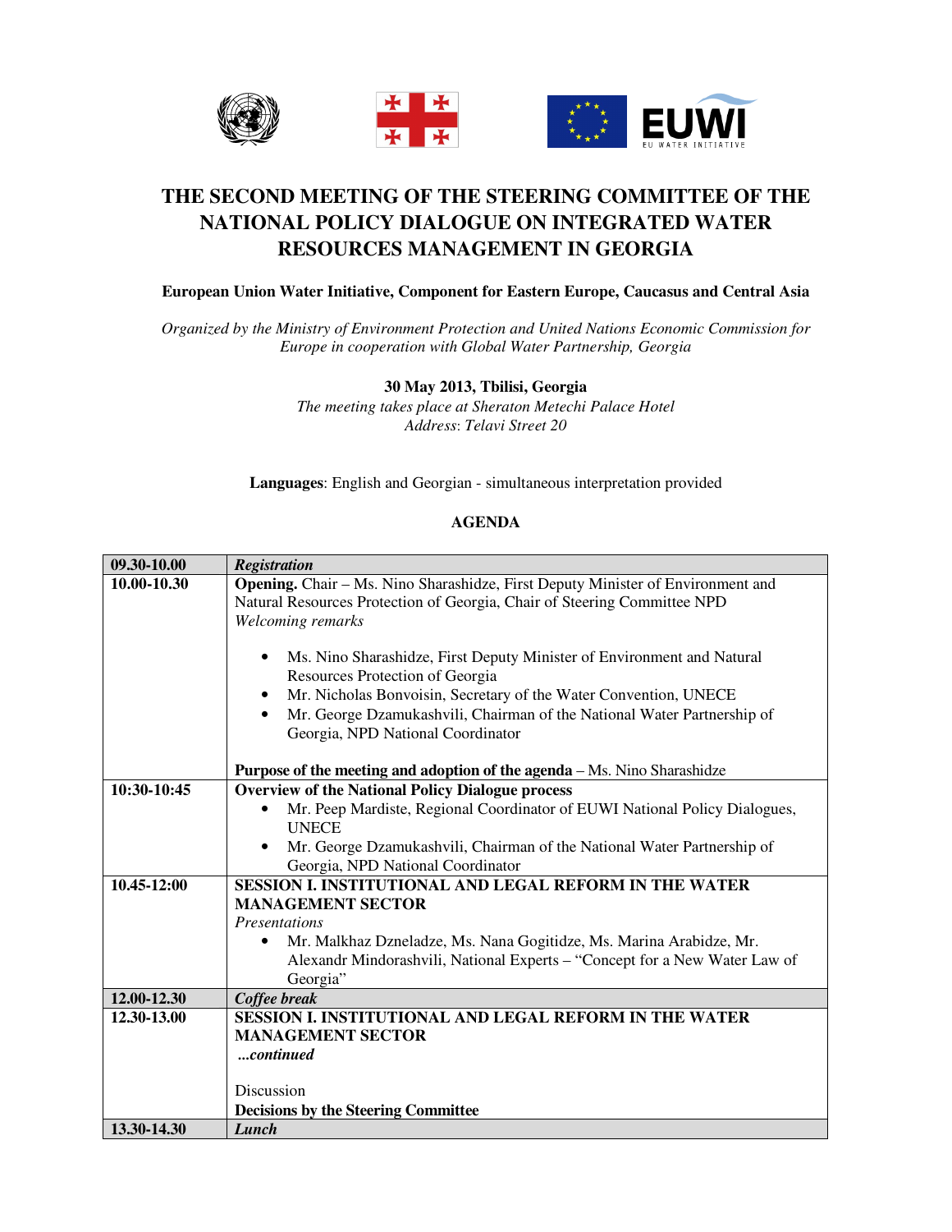# THE SECOND MEETING OF THE STEERING COMMITTEE OF THE NATIONAL POLICY DIALOGUE ON INTEGRATED WATER RESOURCES MANAGEMENT IN GEORGIA

**European Union Water Initiative, Component for Eastern Europe, Caucasus and Central Asia**

*Organized by the Ministry of Environment Protection and United Nations Economic Commission for Europe in cooperation with Global Water Partnership, Georgia*

**30 May 2013, Tbilisi, Georgia**

*The meeting takes place at Sheraton Metechi Palace Hotel*
*Address: Telavi Street 20*

**Languages**: English and Georgian - simultaneous interpretation provided

**AGENDA**

| 09.30-10.00 | ***Registration*** |
|---|---|
| **10.00-10.30** | **Opening.** Chair – Ms. Nino Sharashidze, First Deputy Minister of Environment and Natural Resources Protection of Georgia, Chair of Steering Committee NPD<br>*Welcoming remarks*<br>• Ms. Nino Sharashidze, First Deputy Minister of Environment and Natural Resources Protection of Georgia<br>• Mr. Nicholas Bonvoisin, Secretary of the Water Convention, UNECE<br>• Mr. George Dzamukashvili, Chairman of the National Water Partnership of Georgia, NPD National Coordinator<br><br>**Purpose of the meeting and adoption of the agenda** – Ms. Nino Sharashidze |
| **10:30-10:45** | **Overview of the National Policy Dialogue process**<br>• Mr. Peep Mardiste, Regional Coordinator of EUWI National Policy Dialogues, UNECE<br>• Mr. George Dzamukashvili, Chairman of the National Water Partnership of Georgia, NPD National Coordinator |
| **10.45-12:00** | **SESSION I. INSTITUTIONAL AND LEGAL REFORM IN THE WATER MANAGEMENT SECTOR**<br>*Presentations*<br>• Mr. Malkhaz Dzneladze, Ms. Nana Gogitidze, Ms. Marina Arabidze, Mr. Alexandr Mindorashvili, National Experts – "Concept for a New Water Law of Georgia" |
| **12.00-12.30** | ***Coffee break*** |
| **12.30-13.00** | **SESSION I. INSTITUTIONAL AND LEGAL REFORM IN THE WATER MANAGEMENT SECTOR**<br>***...continued***<br><br>Discussion<br>**Decisions by the Steering Committee** |
| **13.30-14.30** | ***Lunch*** |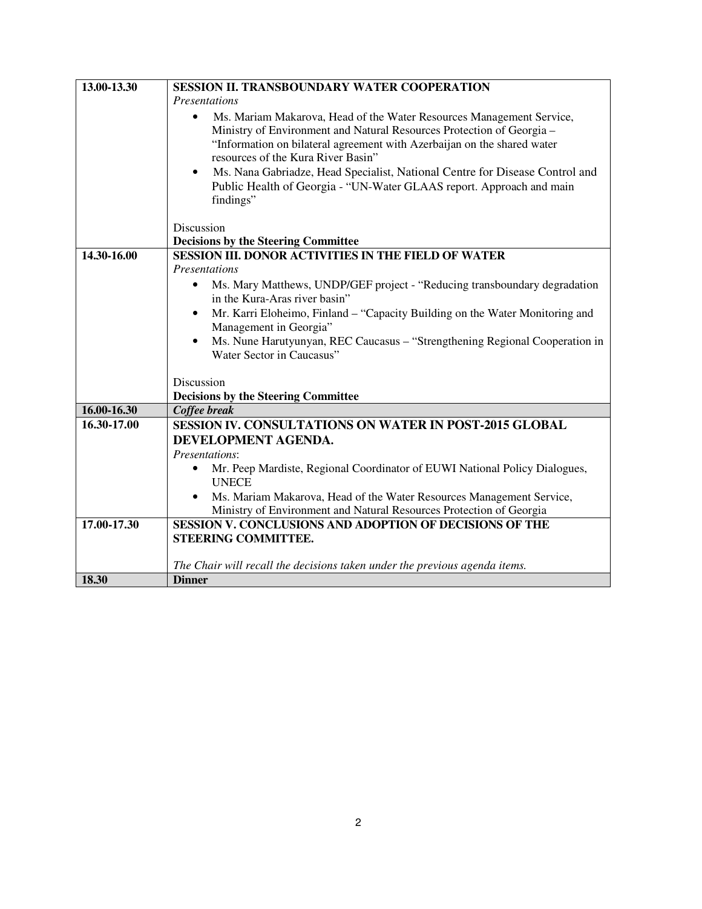| | |
|---|---|
| **13.00-13.30** | **SESSION II. TRANSBOUNDARY WATER COOPERATION**<br>*Presentations*<br>• Ms. Mariam Makarova, Head of the Water Resources Management Service, Ministry of Environment and Natural Resources Protection of Georgia – "Information on bilateral agreement with Azerbaijan on the shared water resources of the Kura River Basin"<br>• Ms. Nana Gabriadze, Head Specialist, National Centre for Disease Control and Public Health of Georgia - "UN-Water GLAAS report. Approach and main findings"<br><br>Discussion<br>**Decisions by the Steering Committee** |
| **14.30-16.00** | **SESSION III. DONOR ACTIVITIES IN THE FIELD OF WATER**<br>*Presentations*<br>• Ms. Mary Matthews, UNDP/GEF project - "Reducing transboundary degradation in the Kura-Aras river basin"<br>• Mr. Karri Eloheimo, Finland – "Capacity Building on the Water Monitoring and Management in Georgia"<br>• Ms. Nune Harutyunyan, REC Caucasus – "Strengthening Regional Cooperation in Water Sector in Caucasus"<br><br>Discussion<br>**Decisions by the Steering Committee** |
| **16.00-16.30** | ***Coffee break*** |
| **16.30-17.00** | **SESSION IV. CONSULTATIONS ON WATER IN POST-2015 GLOBAL DEVELOPMENT AGENDA.**<br>*Presentations*:<br>• Mr. Peep Mardiste, Regional Coordinator of EUWI National Policy Dialogues, UNECE<br>• Ms. Mariam Makarova, Head of the Water Resources Management Service, Ministry of Environment and Natural Resources Protection of Georgia |
| **17.00-17.30** | **SESSION V. CONCLUSIONS AND ADOPTION OF DECISIONS OF THE STEERING COMMITTEE.**<br><br>*The Chair will recall the decisions taken under the previous agenda items.* |
| **18.30** | **Dinner** |